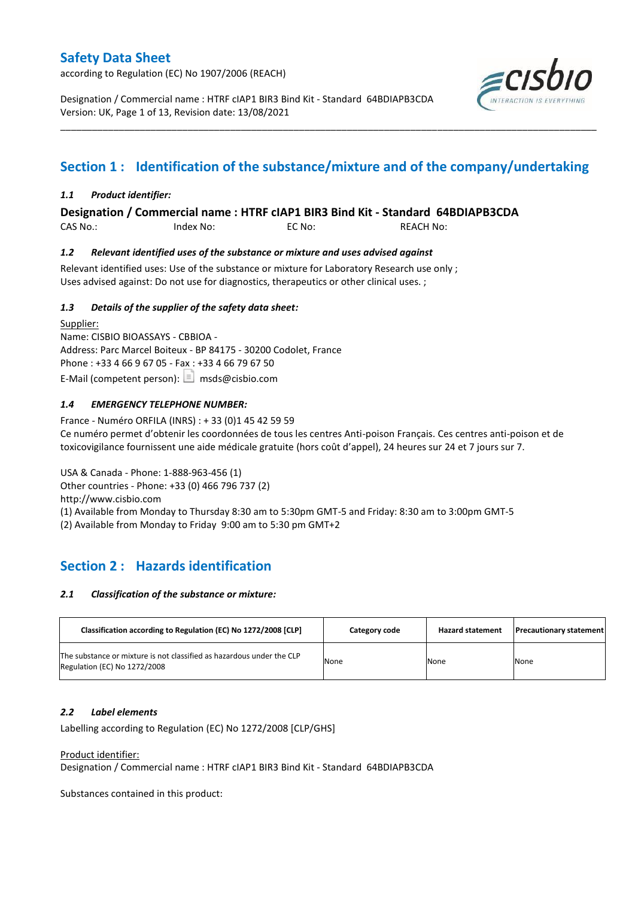# Safety Data Sheet

according to Regulation (EC) No 1907/2006 (REACH)

Designation / Commercial name : HTRF cIAP1 BIR3 Bind Kit - Standard 64BDIAPB3CDA
Version: UK, Page 1 of 13, Revision date: 13/08/2021

## Section 1 : Identification of the substance/mixture and of the company/undertaking

### *1.1 Product identifier:*

**Designation / Commercial name : HTRF cIAP1 BIR3 Bind Kit - Standard 64BDIAPB3CDA**

CAS No.: Index No: EC No: REACH No:

### *1.2 Relevant identified uses of the substance or mixture and uses advised against*

Relevant identified uses: Use of the substance or mixture for Laboratory Research use only ;
Uses advised against: Do not use for diagnostics, therapeutics or other clinical uses. ;

### *1.3 Details of the supplier of the safety data sheet:*

Supplier:
Name: CISBIO BIOASSAYS - CBBIOA -
Address: Parc Marcel Boiteux - BP 84175 - 30200 Codolet, France
Phone : +33 4 66 9 67 05 - Fax : +33 4 66 79 67 50
E-Mail (competent person): msds@cisbio.com

### *1.4 EMERGENCY TELEPHONE NUMBER:*

France - Numéro ORFILA (INRS) : + 33 (0)1 45 42 59 59
Ce numéro permet d'obtenir les coordonnées de tous les centres Anti-poison Français. Ces centres anti-poison et de toxicovigilance fournissent une aide médicale gratuite (hors coût d'appel), 24 heures sur 24 et 7 jours sur 7.

USA & Canada - Phone: 1-888-963-456 (1)
Other countries - Phone: +33 (0) 466 796 737 (2)
http://www.cisbio.com
(1) Available from Monday to Thursday 8:30 am to 5:30pm GMT-5 and Friday: 8:30 am to 3:00pm GMT-5
(2) Available from Monday to Friday 9:00 am to 5:30 pm GMT+2

## Section 2 : Hazards identification

### *2.1 Classification of the substance or mixture:*

| Classification according to Regulation (EC) No 1272/2008 [CLP] | Category code | Hazard statement | Precautionary statement |
|---|---|---|---|
| The substance or mixture is not classified as hazardous under the CLP Regulation (EC) No 1272/2008 | None | None | None |

### *2.2 Label elements*

Labelling according to Regulation (EC) No 1272/2008 [CLP/GHS]

Product identifier:
Designation / Commercial name : HTRF cIAP1 BIR3 Bind Kit - Standard 64BDIAPB3CDA

Substances contained in this product: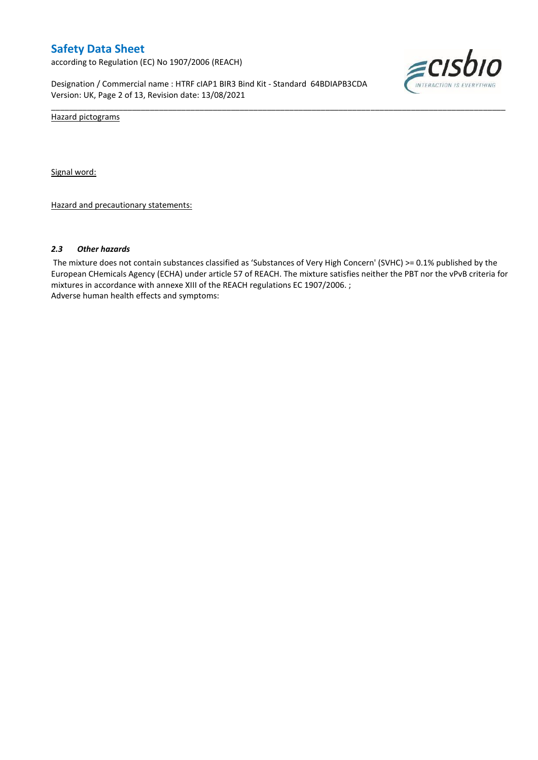Hazard pictograms

Signal word:

Hazard and precautionary statements:

### *2.3 Other hazards*

The mixture does not contain substances classified as 'Substances of Very High Concern' (SVHC) >= 0.1% published by the European CHemicals Agency (ECHA) under article 57 of REACH. The mixture satisfies neither the PBT nor the vPvB criteria for mixtures in accordance with annexe XIII of the REACH regulations EC 1907/2006. ;
Adverse human health effects and symptoms: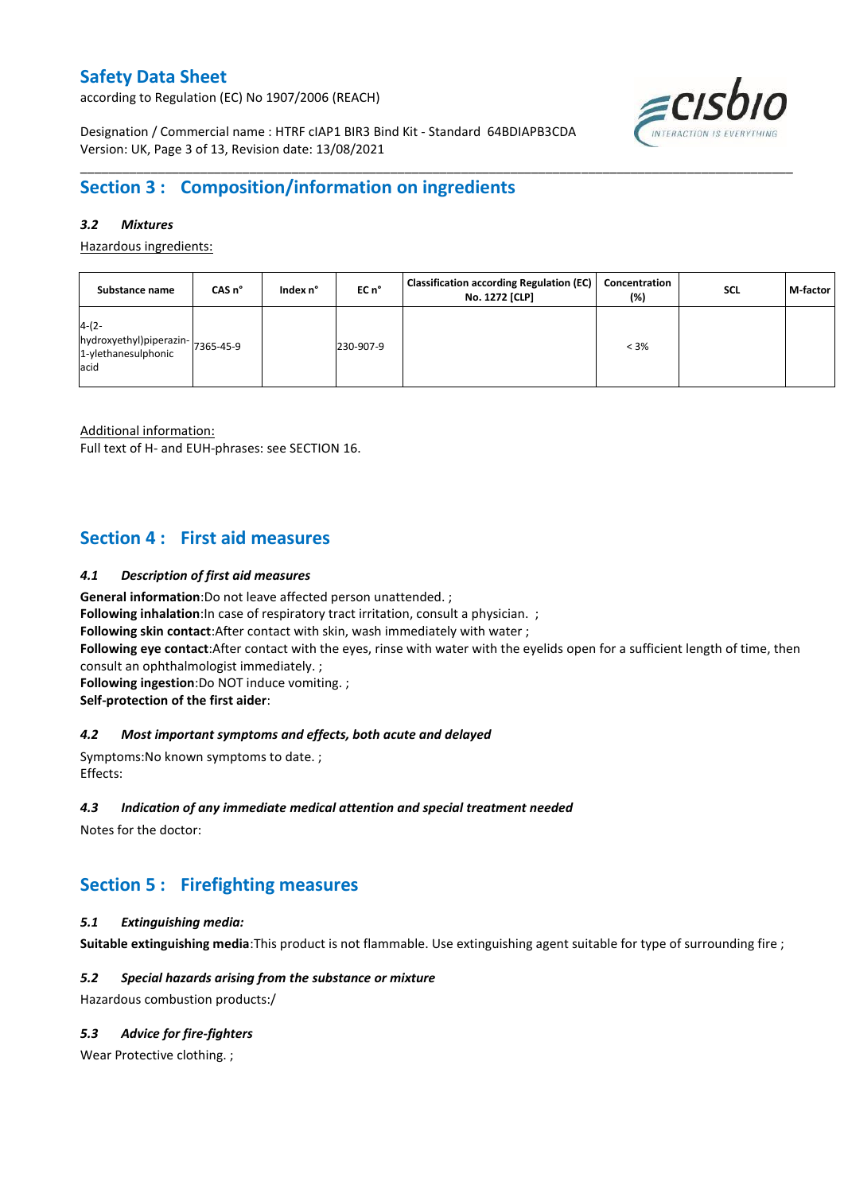## Section 3 : Composition/information on ingredients

### *3.2 Mixtures*

Hazardous ingredients:

| Substance name | CAS n° | Index n° | EC n° | Classification according Regulation (EC) No. 1272 [CLP] | Concentration (%) | SCL | M-factor |
|---|---|---|---|---|---|---|---|
| 4-(2-hydroxyethyl)piperazin-1-ylethanesulphonic acid | 7365-45-9 | | 230-907-9 | | < 3% | | |

Additional information:
Full text of H- and EUH-phrases: see SECTION 16.

## Section 4 : First aid measures

### *4.1 Description of first aid measures*

**General information**:Do not leave affected person unattended. ;
**Following inhalation**:In case of respiratory tract irritation, consult a physician. ;
**Following skin contact**:After contact with skin, wash immediately with water ;
**Following eye contact**:After contact with the eyes, rinse with water with the eyelids open for a sufficient length of time, then consult an ophthalmologist immediately. ;
**Following ingestion**:Do NOT induce vomiting. ;
**Self-protection of the first aider**:

### *4.2 Most important symptoms and effects, both acute and delayed*

Symptoms:No known symptoms to date. ;
Effects:

### *4.3 Indication of any immediate medical attention and special treatment needed*

Notes for the doctor:

## Section 5 : Firefighting measures

### *5.1 Extinguishing media:*

**Suitable extinguishing media**:This product is not flammable. Use extinguishing agent suitable for type of surrounding fire ;

### *5.2 Special hazards arising from the substance or mixture*

Hazardous combustion products:/

### *5.3 Advice for fire-fighters*

Wear Protective clothing. ;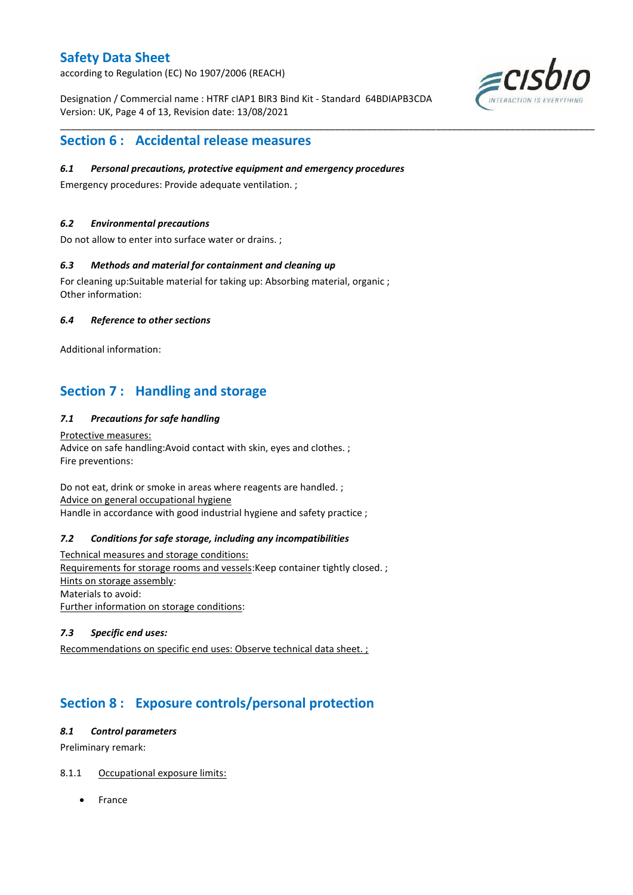## Section 6 : Accidental release measures

### *6.1 Personal precautions, protective equipment and emergency procedures*

Emergency procedures: Provide adequate ventilation. ;

### *6.2 Environmental precautions*

Do not allow to enter into surface water or drains. ;

### *6.3 Methods and material for containment and cleaning up*

For cleaning up:Suitable material for taking up: Absorbing material, organic ;
Other information:

### *6.4 Reference to other sections*

Additional information:

## Section 7 : Handling and storage

### *7.1 Precautions for safe handling*

Protective measures:
Advice on safe handling:Avoid contact with skin, eyes and clothes. ;
Fire preventions:

Do not eat, drink or smoke in areas where reagents are handled. ;
Advice on general occupational hygiene
Handle in accordance with good industrial hygiene and safety practice ;

### *7.2 Conditions for safe storage, including any incompatibilities*

Technical measures and storage conditions:
Requirements for storage rooms and vessels:Keep container tightly closed. ;
Hints on storage assembly:
Materials to avoid:
Further information on storage conditions:

### *7.3 Specific end uses:*

Recommendations on specific end uses: Observe technical data sheet. ;

## Section 8 : Exposure controls/personal protection

### *8.1 Control parameters*

Preliminary remark:

8.1.1 Occupational exposure limits:

- France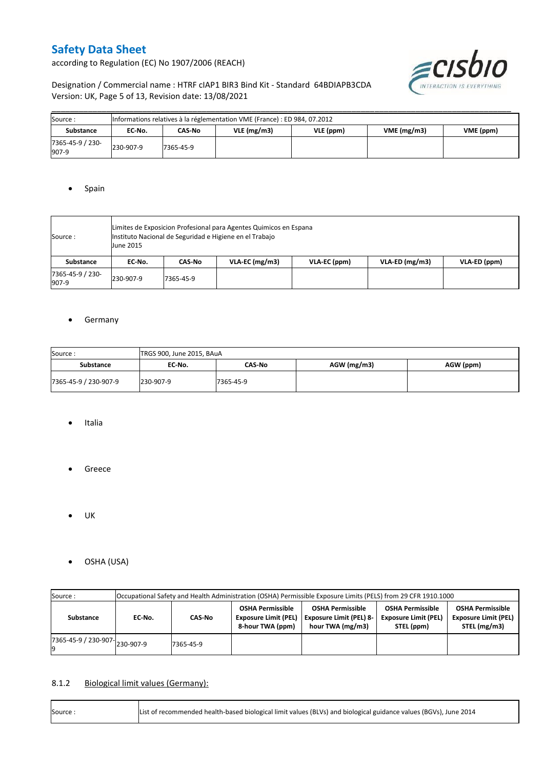| Source : | Informations relatives à la réglementation VME (France) : ED 984, 07.2012 | | | | | |
|---|---|---|---|---|---|---|
| **Substance** | **EC-No.** | **CAS-No** | **VLE (mg/m3)** | **VLE (ppm)** | **VME (mg/m3)** | **VME (ppm)** |
| 7365-45-9 / 230-907-9 | 230-907-9 | 7365-45-9 | | | | |

- Spain

| Source : | Limites de Exposicion Profesional para Agentes Quimicos en Espana<br>Instituto Nacional de Seguridad e Higiene en el Trabajo<br>June 2015 | | | | | |
|---|---|---|---|---|---|---|
| **Substance** | **EC-No.** | **CAS-No** | **VLA-EC (mg/m3)** | **VLA-EC (ppm)** | **VLA-ED (mg/m3)** | **VLA-ED (ppm)** |
| 7365-45-9 / 230-907-9 | 230-907-9 | 7365-45-9 | | | | |

- Germany

| Source : | TRGS 900, June 2015, BAuA | | | |
|---|---|---|---|---|
| **Substance** | **EC-No.** | **CAS-No** | **AGW (mg/m3)** | **AGW (ppm)** |
| 7365-45-9 / 230-907-9 | 230-907-9 | 7365-45-9 | | |

- Italia

- Greece

- UK

- OSHA (USA)

| Source : | Occupational Safety and Health Administration (OSHA) Permissible Exposure Limits (PELS) from 29 CFR 1910.1000 | | | | | |
|---|---|---|---|---|---|---|
| **Substance** | **EC-No.** | **CAS-No** | **OSHA Permissible Exposure Limit (PEL) 8-hour TWA (ppm)** | **OSHA Permissible Exposure Limit (PEL) 8-hour TWA (mg/m3)** | **OSHA Permissible Exposure Limit (PEL) STEL (ppm)** | **OSHA Permissible Exposure Limit (PEL) STEL (mg/m3)** |
| 7365-45-9 / 230-907-9 | 230-907-9 | 7365-45-9 | | | | |

### 8.1.2 Biological limit values (Germany):

| Source : | List of recommended health-based biological limit values (BLVs) and biological guidance values (BGVs), June 2014 |
|---|---|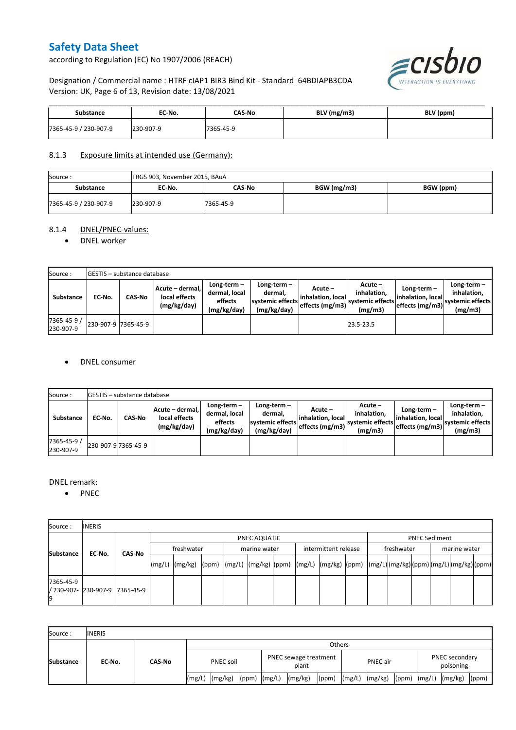| Substance | EC-No. | CAS-No | BLV (mg/m3) | BLV (ppm) |
|---|---|---|---|---|
| 7365-45-9 / 230-907-9 | 230-907-9 | 7365-45-9 | | |

## 8.1.3 Exposure limits at intended use (Germany):

| Source : | TRGS 903, November 2015, BAuA | | | |
|---|---|---|---|---|
| **Substance** | **EC-No.** | **CAS-No** | **BGW (mg/m3)** | **BGW (ppm)** |
| 7365-45-9 / 230-907-9 | 230-907-9 | 7365-45-9 | | |

## 8.1.4 DNEL/PNEC-values:

- DNEL worker

| Source : | GESTIS – substance database | | | | | | | | | |
|---|---|---|---|---|---|---|---|---|---|---|
| **Substance** | **EC-No.** | **CAS-No** | **Acute – dermal, local effects (mg/kg/day)** | **Long-term – dermal, local effects (mg/kg/day)** | **Long-term – dermal, systemic effects (mg/kg/day)** | **Acute – inhalation, local effects (mg/m3)** | **Acute – inhalation, systemic effects (mg/m3)** | **Long-term – inhalation, local effects (mg/m3)** | **Long-term – inhalation, systemic effects (mg/m3)** |
| 7365-45-9 / 230-907-9 | 230-907-9 | 7365-45-9 | | | | | 23.5-23.5 | | |

- DNEL consumer

| Source : | GESTIS – substance database | | | | | | | | | |
|---|---|---|---|---|---|---|---|---|---|---|
| **Substance** | **EC-No.** | **CAS-No** | **Acute – dermal, local effects (mg/kg/day)** | **Long-term – dermal, local effects (mg/kg/day)** | **Long-term – dermal, systemic effects (mg/kg/day)** | **Acute – inhalation, local effects (mg/m3)** | **Acute – inhalation, systemic effects (mg/m3)** | **Long-term – inhalation, local effects (mg/m3)** | **Long-term – inhalation, systemic effects (mg/m3)** |
| 7365-45-9 / 230-907-9 | 230-907-9 | 7365-45-9 | | | | | | | |

DNEL remark:

- PNEC

| Source : | INERIS | | | | | | | | | | | | | | | | | |
|---|---|---|---|---|---|---|---|---|---|---|---|---|---|---|---|---|---|---|
| **Substance** | **EC-No.** | **CAS-No** | PNEC AQUATIC | | | | | | | | | PNEC Sediment | | | | | |
| | | | freshwater | | | marine water | | | intermittent release | | | freshwater | | | marine water | | |
| | | | (mg/L) | (mg/kg) | (ppm) | (mg/L) | (mg/kg) | (ppm) | (mg/L) | (mg/kg) | (ppm) | (mg/L) | (mg/kg) | (ppm) | (mg/L) | (mg/kg) | (ppm) |
| 7365-45-9 / 230-907-9 | 230-907-9 | 7365-45-9 | | | | | | | | | | | | | | | |

| Source : | INERIS | | | | | | | | | | | | | | |
|---|---|---|---|---|---|---|---|---|---|---|---|---|---|---|---|
| **Substance** | **EC-No.** | **CAS-No** | Others | | | | | | | | | | | | |
| | | | PNEC soil | | | PNEC sewage treatment plant | | | PNEC air | | | PNEC secondary poisoning | | |
| | | | (mg/L) | (mg/kg) | (ppm) | (mg/L) | (mg/kg) | (ppm) | (mg/L) | (mg/kg) | (ppm) | (mg/L) | (mg/kg) | (ppm) |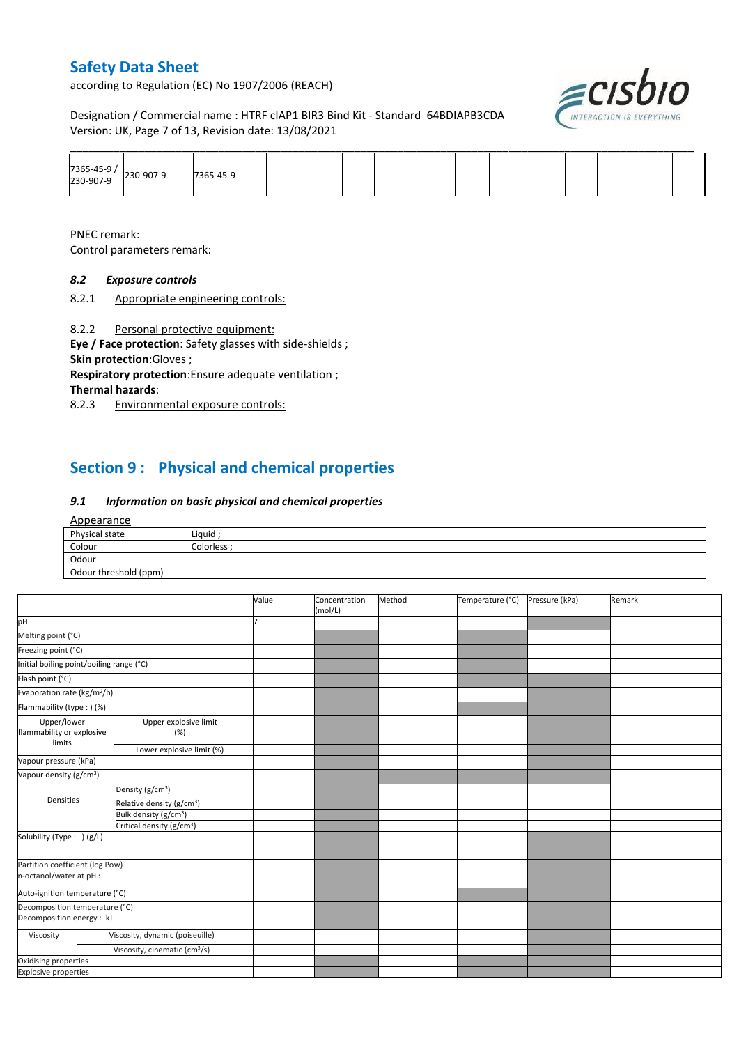| 7365-45-9 / 230-907-9 | 230-907-9 | 7365-45-9 | | | | | | | | | | |
|---|---|---|---|---|---|---|---|---|---|---|---|---|

PNEC remark:
Control parameters remark:

### *8.2 Exposure controls*

8.2.1 Appropriate engineering controls:

8.2.2 Personal protective equipment:

**Eye / Face protection**: Safety glasses with side-shields ;
**Skin protection**:Gloves ;
**Respiratory protection**:Ensure adequate ventilation ;
**Thermal hazards**:

8.2.3 Environmental exposure controls:

## Section 9 : Physical and chemical properties

### *9.1 Information on basic physical and chemical properties*

Appearance

| Physical state | Liquid ; |
|---|---|
| Colour | Colorless ; |
| Odour | |
| Odour threshold (ppm) | |

| | | Value | Concentration (mol/L) | Method | Temperature (°C) | Pressure (kPa) | Remark |
|---|---|---|---|---|---|---|---|
| pH | | 7 | | | | | |
| Melting point (°C) | | | | | | | |
| Freezing point (°C) | | | | | | | |
| Initial boiling point/boiling range (°C) | | | | | | | |
| Flash point (°C) | | | | | | | |
| Evaporation rate (kg/m²/h) | | | | | | | |
| Flammability (type : ) (%) | | | | | | | |
| Upper/lower flammability or explosive limits | Upper explosive limit (%) | | | | | | |
| | Lower explosive limit (%) | | | | | | |
| Vapour pressure (kPa) | | | | | | | |
| Vapour density (g/cm³) | | | | | | | |
| Densities | Density (g/cm³) | | | | | | |
| | Relative density (g/cm³) | | | | | | |
| | Bulk density (g/cm³) | | | | | | |
| | Critical density (g/cm³) | | | | | | |
| Solubility (Type : ) (g/L) | | | | | | | |
| Partition coefficient (log Pow) n-octanol/water at pH : | | | | | | | |
| Auto-ignition temperature (°C) | | | | | | | |
| Decomposition temperature (°C) Decomposition energy : kJ | | | | | | | |
| Viscosity | Viscosity, dynamic (poiseuille) | | | | | | |
| | Viscosity, cinematic (cm³/s) | | | | | | |
| Oxidising properties | | | | | | | |
| Explosive properties | | | | | | | |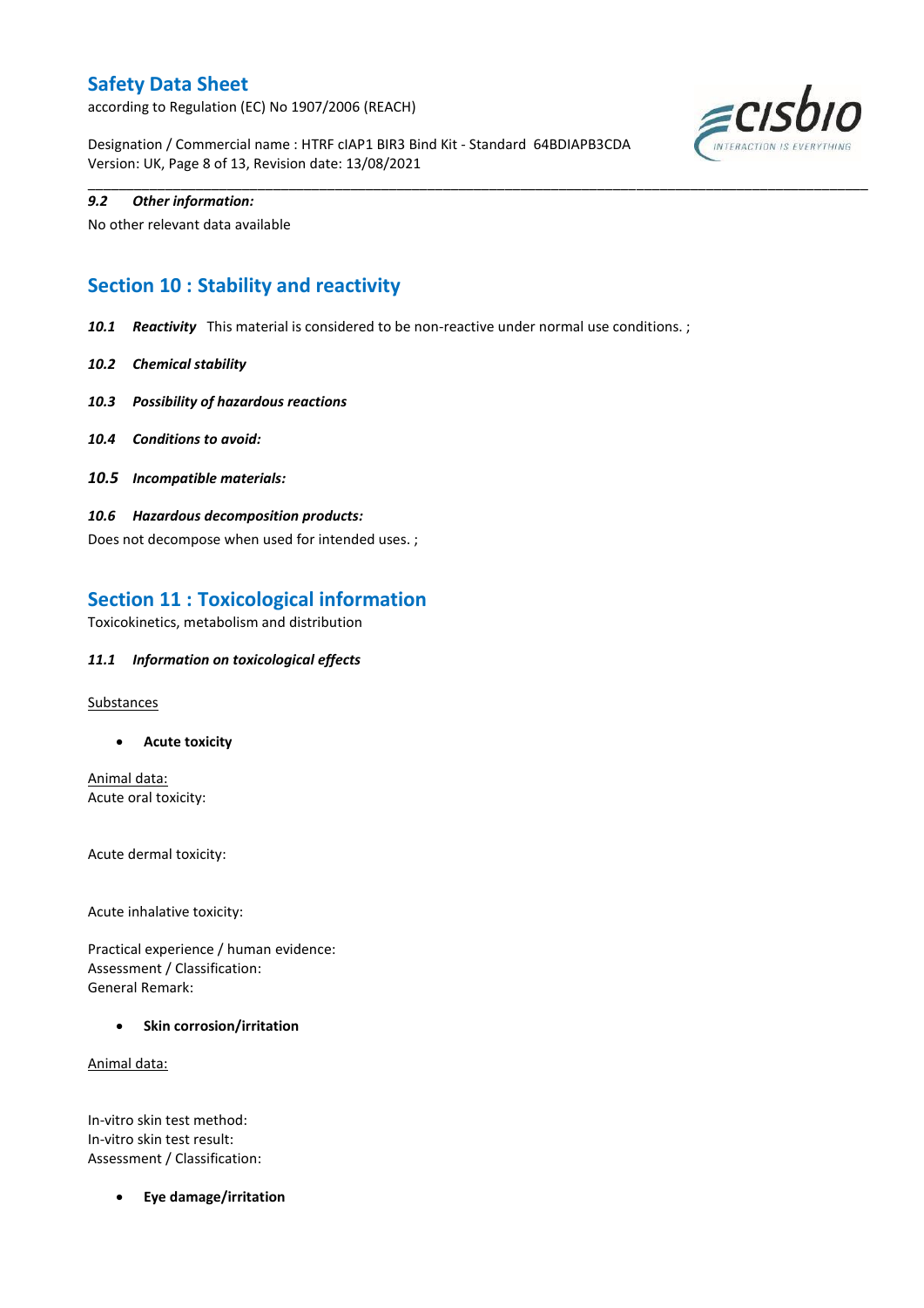*9.2 Other information:*

No other relevant data available

## Section 10 : Stability and reactivity

***10.1 Reactivity*** This material is considered to be non-reactive under normal use conditions. ;

***10.2 Chemical stability***

***10.3 Possibility of hazardous reactions***

***10.4 Conditions to avoid:***

***10.5 Incompatible materials:***

***10.6 Hazardous decomposition products:***

Does not decompose when used for intended uses. ;

## Section 11 : Toxicological information

Toxicokinetics, metabolism and distribution

***11.1 Information on toxicological effects***

Substances

- **Acute toxicity**

Animal data:
Acute oral toxicity:

Acute dermal toxicity:

Acute inhalative toxicity:

Practical experience / human evidence:
Assessment / Classification:
General Remark:

- **Skin corrosion/irritation**

Animal data:

In-vitro skin test method:
In-vitro skin test result:
Assessment / Classification:

- **Eye damage/irritation**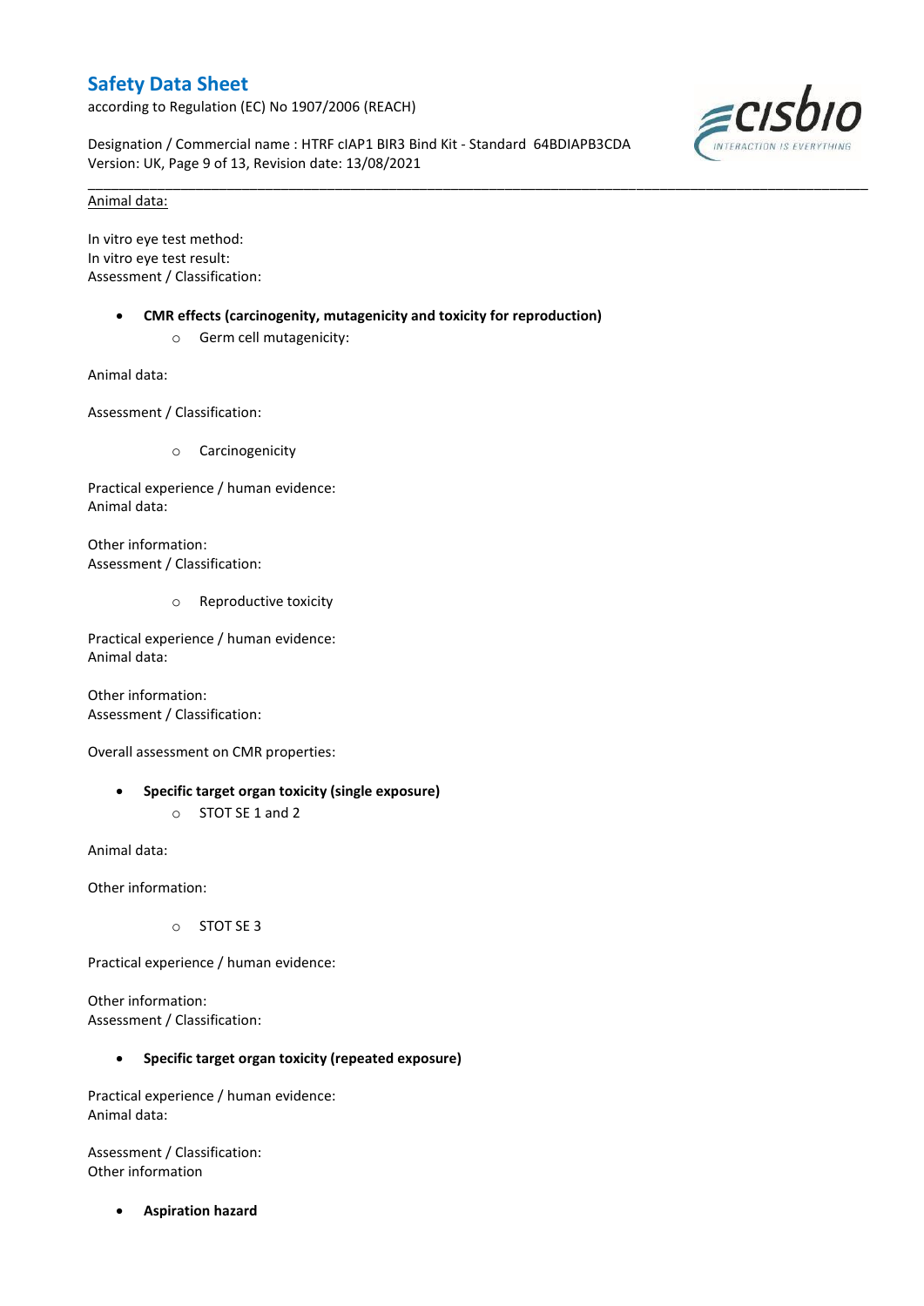Animal data:

In vitro eye test method:
In vitro eye test result:
Assessment / Classification:

- **CMR effects (carcinogenity, mutagenicity and toxicity for reproduction)**
  - Germ cell mutagenicity:

Animal data:

Assessment / Classification:

  - Carcinogenicity

Practical experience / human evidence:
Animal data:

Other information:
Assessment / Classification:

  - Reproductive toxicity

Practical experience / human evidence:
Animal data:

Other information:
Assessment / Classification:

Overall assessment on CMR properties:

- **Specific target organ toxicity (single exposure)**
  - STOT SE 1 and 2

Animal data:

Other information:

  - STOT SE 3

Practical experience / human evidence:

Other information:
Assessment / Classification:

- **Specific target organ toxicity (repeated exposure)**

Practical experience / human evidence:
Animal data:

Assessment / Classification:
Other information

- **Aspiration hazard**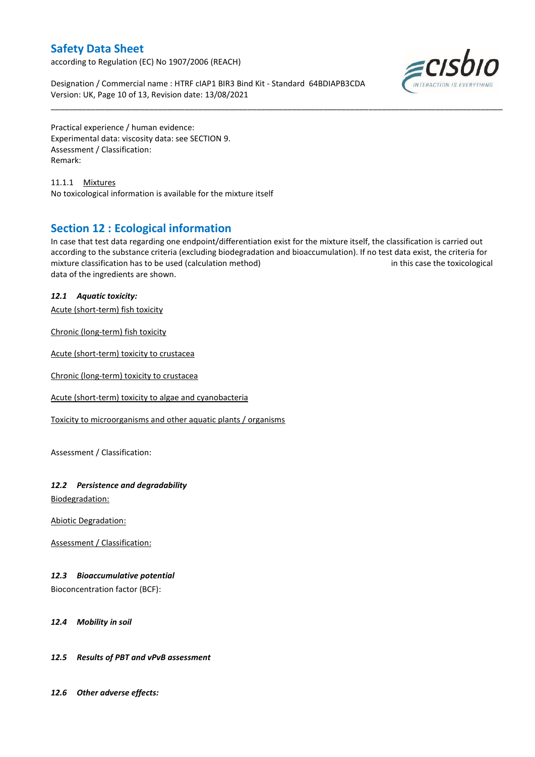Practical experience / human evidence:
Experimental data: viscosity data: see SECTION 9.
Assessment / Classification:
Remark:

11.1.1 Mixtures
No toxicological information is available for the mixture itself

## Section 12 : Ecological information

In case that test data regarding one endpoint/differentiation exist for the mixture itself, the classification is carried out according to the substance criteria (excluding biodegradation and bioaccumulation). If no test data exist, the criteria for mixture classification has to be used (calculation method) in this case the toxicological data of the ingredients are shown.

### *12.1 Aquatic toxicity:*

Acute (short-term) fish toxicity

Chronic (long-term) fish toxicity

Acute (short-term) toxicity to crustacea

Chronic (long-term) toxicity to crustacea

Acute (short-term) toxicity to algae and cyanobacteria

Toxicity to microorganisms and other aquatic plants / organisms

Assessment / Classification:

### *12.2 Persistence and degradability*

Biodegradation:

Abiotic Degradation:

Assessment / Classification:

### *12.3 Bioaccumulative potential*

Bioconcentration factor (BCF):

### *12.4 Mobility in soil*

### *12.5 Results of PBT and vPvB assessment*

### *12.6 Other adverse effects:*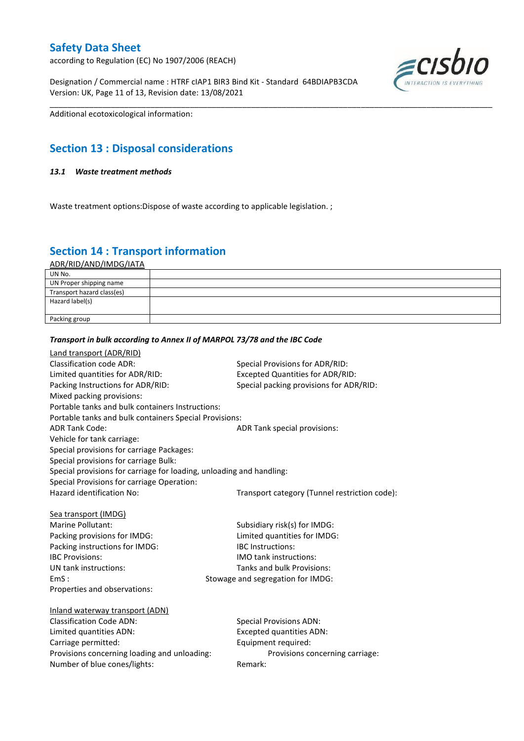Additional ecotoxicological information:

## Section 13 : Disposal considerations

### *13.1 Waste treatment methods*

Waste treatment options:Dispose of waste according to applicable legislation. ;

## Section 14 : Transport information

ADR/RID/AND/IMDG/IATA

| UN No. | |
|---|---|
| UN Proper shipping name | |
| Transport hazard class(es) | |
| Hazard label(s) | |
| Packing group | |

***Transport in bulk according to Annex II of MARPOL 73/78 and the IBC Code***

Land transport (ADR/RID)

Classification code ADR:

Special Provisions for ADR/RID:

Limited quantities for ADR/RID:

Excepted Quantities for ADR/RID:

Packing Instructions for ADR/RID:

Special packing provisions for ADR/RID:

Mixed packing provisions:

Portable tanks and bulk containers Instructions:

Portable tanks and bulk containers Special Provisions:

ADR Tank Code:

ADR Tank special provisions:

Vehicle for tank carriage:

Special provisions for carriage Packages:

Special provisions for carriage Bulk:

Special provisions for carriage for loading, unloading and handling:

Special Provisions for carriage Operation:

Hazard identification No:

Transport category (Tunnel restriction code):

Sea transport (IMDG)

Marine Pollutant:

Subsidiary risk(s) for IMDG:

Packing provisions for IMDG:

Limited quantities for IMDG:

Packing instructions for IMDG:

IBC Instructions:

IBC Provisions:

IMO tank instructions:

UN tank instructions:

Tanks and bulk Provisions:

EmS :

Stowage and segregation for IMDG:

Properties and observations:

Inland waterway transport (ADN)

Classification Code ADN:

Special Provisions ADN:

Limited quantities ADN:

Excepted quantities ADN:

Carriage permitted:

Equipment required:

Provisions concerning loading and unloading:

Provisions concerning carriage:

Number of blue cones/lights:

Remark: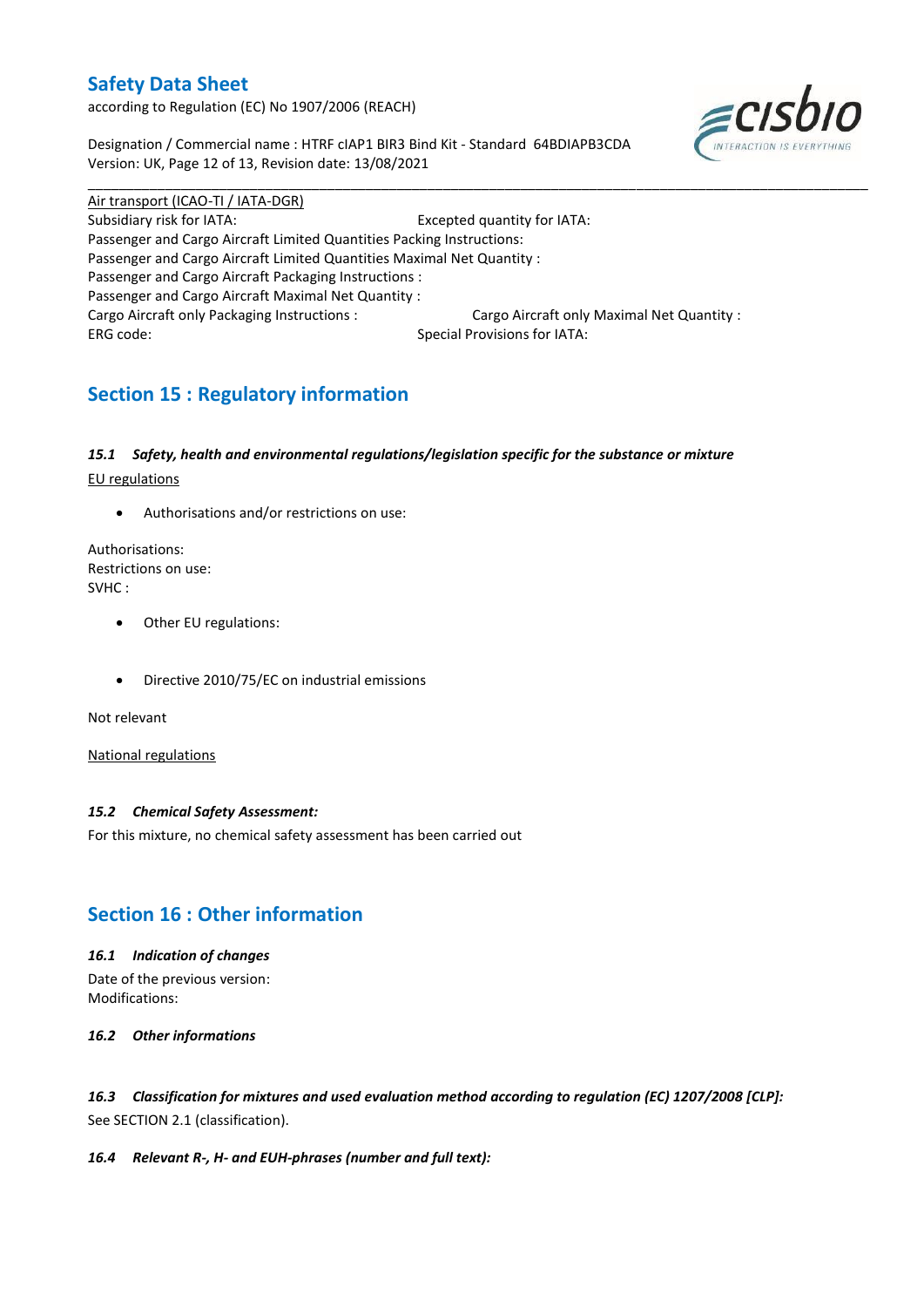Air transport (ICAO-TI / IATA-DGR)

Subsidiary risk for IATA: Excepted quantity for IATA:
Passenger and Cargo Aircraft Limited Quantities Packing Instructions:
Passenger and Cargo Aircraft Limited Quantities Maximal Net Quantity :
Passenger and Cargo Aircraft Packaging Instructions :
Passenger and Cargo Aircraft Maximal Net Quantity :
Cargo Aircraft only Packaging Instructions : Cargo Aircraft only Maximal Net Quantity :
ERG code: Special Provisions for IATA:

## Section 15 : Regulatory information

### *15.1 Safety, health and environmental regulations/legislation specific for the substance or mixture*

EU regulations

- Authorisations and/or restrictions on use:

Authorisations:
Restrictions on use:
SVHC :

- Other EU regulations:

- Directive 2010/75/EC on industrial emissions

Not relevant

National regulations

### *15.2 Chemical Safety Assessment:*

For this mixture, no chemical safety assessment has been carried out

## Section 16 : Other information

### *16.1 Indication of changes*

Date of the previous version:
Modifications:

### *16.2 Other informations*

### *16.3 Classification for mixtures and used evaluation method according to regulation (EC) 1207/2008 [CLP]:*

See SECTION 2.1 (classification).

### *16.4 Relevant R-, H- and EUH-phrases (number and full text):*